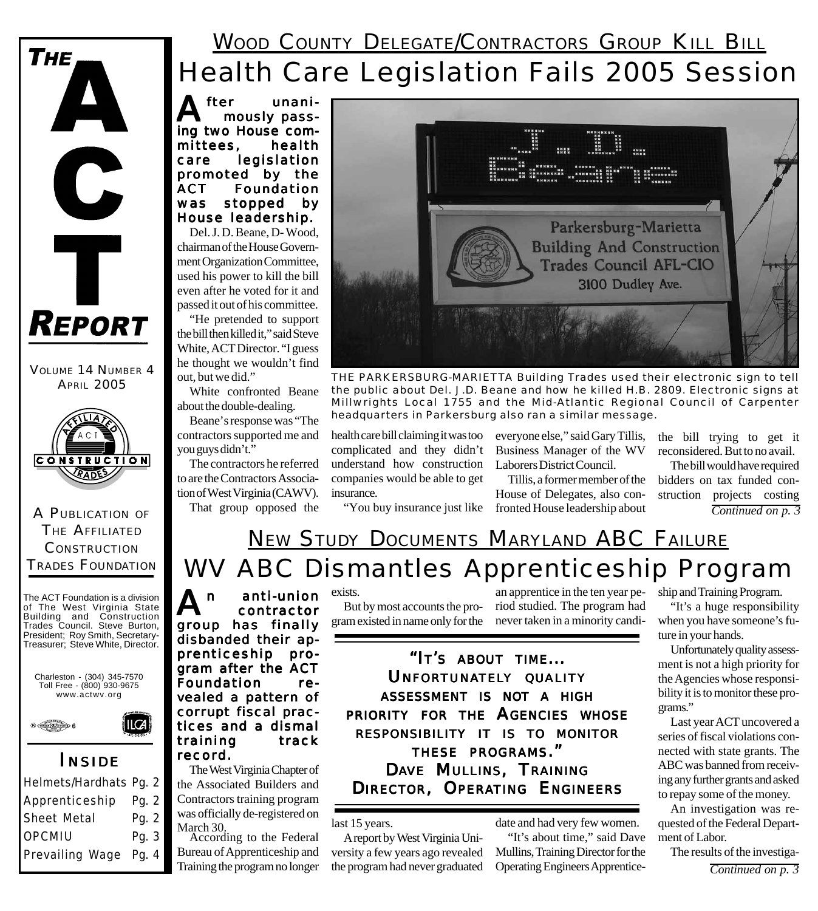# THE ACT REPORT

VOLUME 14 NUMBER 4
APRIL 2005

A PUBLICATION OF THE AFFILIATED CONSTRUCTION TRADES FOUNDATION

The ACT Foundation is a division of The West Virginia State Building and Construction Trades Council. Steve Burton, President; Roy Smith, Secretary-Treasurer; Steve White, Director.

Charleston - (304) 345-7570
Toll Free - (800) 930-9675
www.actwv.org

## INSIDE

| | |
|---|---|
| Helmets/Hardhats | Pg. 2 |
| Apprenticeship | Pg. 2 |
| Sheet Metal | Pg. 2 |
| OPCMIU | Pg. 3 |
| Prevailing Wage | Pg. 4 |

## WOOD COUNTY DELEGATE/CONTRACTORS GROUP KILL BILL

# Health Care Legislation Fails 2005 Session

**After unanimously passing two House committees, health care legislation promoted by the ACT Foundation was stopped by House leadership.**

Del. J. D. Beane, D- Wood, chairman of the House Government Organization Committee, used his power to kill the bill even after he voted for it and passed it out of his committee.

"He pretended to support the bill then killed it," said Steve White, ACT Director. "I guess he thought we wouldn't find out, but we did."

White confronted Beane about the double-dealing.

Beane's response was "The contractors supported me and you guys didn't."

The contractors he referred to are the Contractors Association of West Virginia (CAWV).

That group opposed the health care bill claiming it was too complicated and they didn't understand how construction companies would be able to get insurance.

"You buy insurance just like everyone else," said Gary Tillis, Business Manager of the WV Laborers District Council.

Tillis, a former member of the House of Delegates, also confronted House leadership about the bill trying to get it reconsidered. But to no avail.

The bill would have required bidders on tax funded construction projects costing

*Continued on p. 3*

THE PARKERSBURG-MARIETTA Building Trades used their electronic sign to tell the public about Del. J.D. Beane and how he killed H.B. 2809. Electronic signs at Millwrights Local 1755 and the Mid-Atlantic Regional Council of Carpenter headquarters in Parkersburg also ran a similar message.

## NEW STUDY DOCUMENTS MARYLAND ABC FAILURE

# WV ABC Dismantles Apprenticeship Program

**An anti-union contractor group has finally disbanded their apprenticeship program after the ACT Foundation revealed a pattern of corrupt fiscal practices and a dismal training track record.**

The West Virginia Chapter of the Associated Builders and Contractors training program was officially de-registered on March 30.

According to the Federal Bureau of Apprenticeship and Training the program no longer exists.

But by most accounts the program existed in name only for the last 15 years.

A report by West Virginia University a few years ago revealed the program had never graduated an apprentice in the ten year period studied. The program had never taken in a minority candidate and had very few women.

> **"IT'S ABOUT TIME... UNFORTUNATELY QUALITY ASSESSMENT IS NOT A HIGH PRIORITY FOR THE AGENCIES WHOSE RESPONSIBILITY IT IS TO MONITOR THESE PROGRAMS." DAVE MULLINS, TRAINING DIRECTOR, OPERATING ENGINEERS**

"It's about time," said Dave Mullins, Training Director for the Operating Engineers Apprenticeship and Training Program.

"It's a huge responsibility when you have someone's future in your hands.

Unfortunately quality assessment is not a high priority for the Agencies whose responsibility it is to monitor these programs."

Last year ACT uncovered a series of fiscal violations connected with state grants. The ABC was banned from receiving any further grants and asked to repay some of the money.

An investigation was requested of the Federal Department of Labor.

The results of the investiga-

*Continued on p. 3*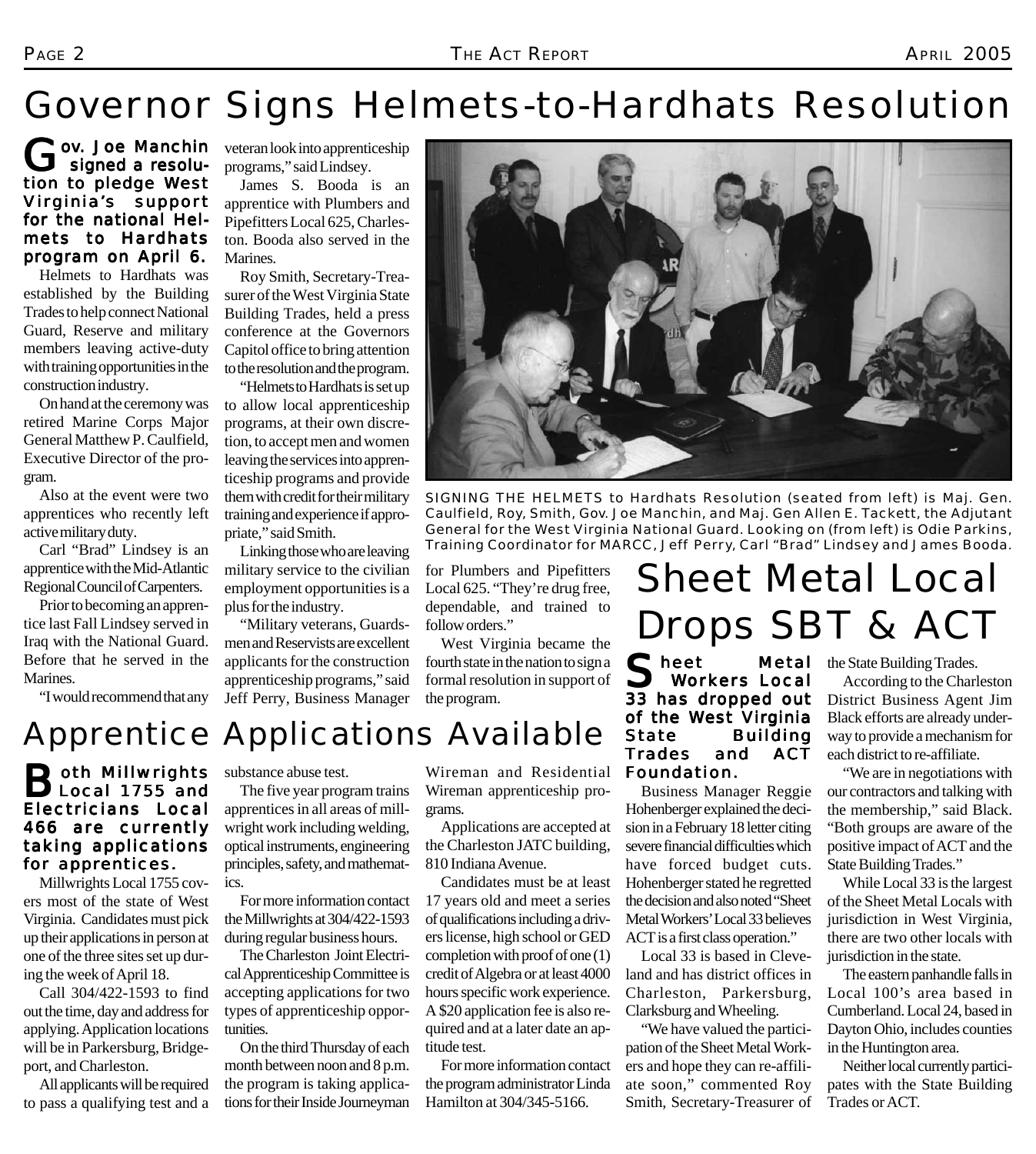# Governor Signs Helmets-to-Hardhats Resolution

**Gov. Joe Manchin signed a resolution to pledge West Virginia's support for the national Helmets to Hardhats program on April 6.**

Helmets to Hardhats was established by the Building Trades to help connect National Guard, Reserve and military members leaving active-duty with training opportunities in the construction industry.

On hand at the ceremony was retired Marine Corps Major General Matthew P. Caulfield, Executive Director of the program.

Also at the event were two apprentices who recently left active military duty.

Carl "Brad" Lindsey is an apprentice with the Mid-Atlantic Regional Council of Carpenters.

Prior to becoming an apprentice last Fall Lindsey served in Iraq with the National Guard. Before that he served in the Marines.

"I would recommend that any veteran look into apprenticeship programs," said Lindsey.

James S. Booda is an apprentice with Plumbers and Pipefitters Local 625, Charleston. Booda also served in the Marines.

Roy Smith, Secretary-Treasurer of the West Virginia State Building Trades, held a press conference at the Governors Capitol office to bring attention to the resolution and the program.

"Helmets to Hardhats is set up to allow local apprenticeship programs, at their own discretion, to accept men and women leaving the services into apprenticeship programs and provide them with credit for their military training and experience if appropriate," said Smith.

Linking those who are leaving military service to the civilian employment opportunities is a plus for the industry.

"Military veterans, Guardsmen and Reservists are excellent applicants for the construction apprenticeship programs," said Jeff Perry, Business Manager for Plumbers and Pipefitters Local 625. "They're drug free, dependable, and trained to follow orders."

West Virginia became the fourth state in the nation to sign a formal resolution in support of the program.

SIGNING THE HELMETS to Hardhats Resolution (seated from left) is Maj. Gen. Caulfield, Roy, Smith, Gov. Joe Manchin, and Maj. Gen Allen E. Tackett, the Adjutant General for the West Virginia National Guard. Looking on (from left) is Odie Parkins, Training Coordinator for MARCC, Jeff Perry, Carl "Brad" Lindsey and James Booda.

# Apprentice Applications Available

**Both Millwrights Local 1755 and Electricians Local 466 are currently taking applications for apprentices.**

Millwrights Local 1755 covers most of the state of West Virginia. Candidates must pick up their applications in person at one of the three sites set up during the week of April 18.

Call 304/422-1593 to find out the time, day and address for applying. Application locations will be in Parkersburg, Bridgeport, and Charleston.

All applicants will be required to pass a qualifying test and a substance abuse test.

The five year program trains apprentices in all areas of millwright work including welding, optical instruments, engineering principles, safety, and mathematics.

For more information contact the Millwrights at 304/422-1593 during regular business hours.

The Charleston Joint Electrical Apprenticeship Committee is accepting applications for two types of apprenticeship opportunities.

On the third Thursday of each month between noon and 8 p.m. the program is taking applications for their Inside Journeyman Wireman and Residential Wireman apprenticeship programs.

Applications are accepted at the Charleston JATC building, 810 Indiana Avenue.

Candidates must be at least 17 years old and meet a series of qualifications including a drivers license, high school or GED completion with proof of one (1) credit of Algebra or at least 4000 hours specific work experience. A $20 application fee is also required and at a later date an aptitude test.

For more information contact the program administrator Linda Hamilton at 304/345-5166.

# Sheet Metal Local Drops SBT & ACT

**Sheet Metal Workers Local 33 has dropped out of the West Virginia State Building Trades and ACT Foundation.**

Business Manager Reggie Hohenberger explained the decision in a February 18 letter citing severe financial difficulties which have forced budget cuts. Hohenberger stated he regretted the decision and also noted "Sheet Metal Workers' Local 33 believes ACT is a first class operation."

Local 33 is based in Cleveland and has district offices in Charleston, Parkersburg, Clarksburg and Wheeling.

"We have valued the participation of the Sheet Metal Workers and hope they can re-affiliate soon," commented Roy Smith, Secretary-Treasurer of the State Building Trades.

According to the Charleston District Business Agent Jim Black efforts are already underway to provide a mechanism for each district to re-affiliate.

"We are in negotiations with our contractors and talking with the membership," said Black. "Both groups are aware of the positive impact of ACT and the State Building Trades."

While Local 33 is the largest of the Sheet Metal Locals with jurisdiction in West Virginia, there are two other locals with jurisdiction in the state.

The eastern panhandle falls in Local 100's area based in Cumberland. Local 24, based in Dayton Ohio, includes counties in the Huntington area.

Neither local currently participates with the State Building Trades or ACT.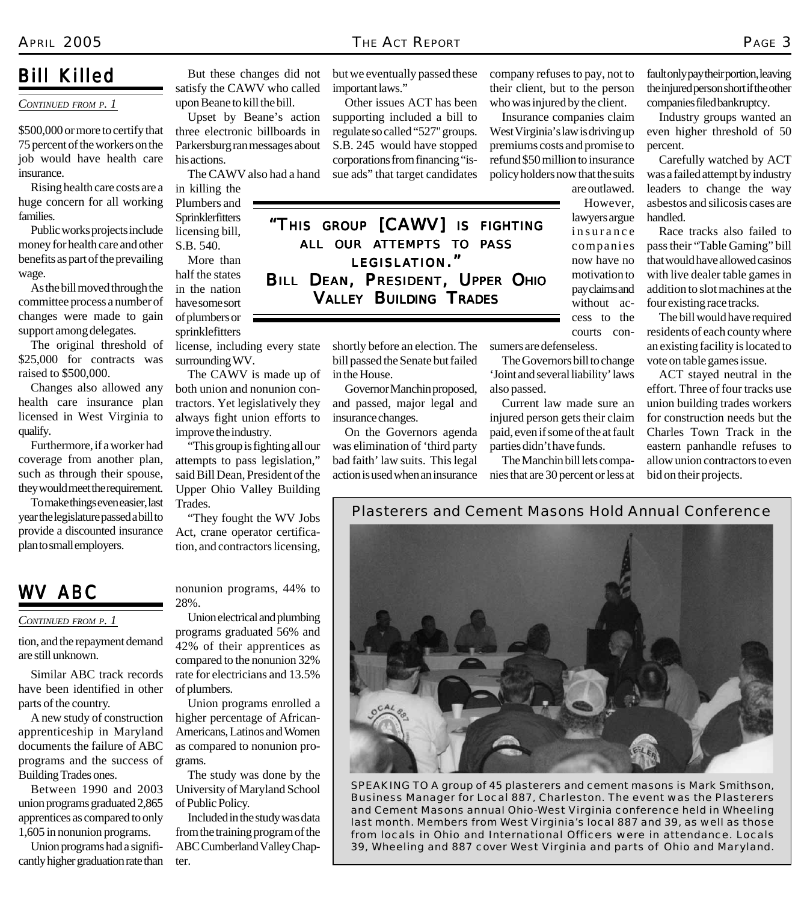## Bill Killed

*CONTINUED FROM P. 1*

$500,000 or more to certify that 75 percent of the workers on the job would have health care insurance.

Rising health care costs are a huge concern for all working families.

Public works projects include money for health care and other benefits as part of the prevailing wage.

As the bill moved through the committee process a number of changes were made to gain support among delegates.

The original threshold of $25,000 for contracts was raised to $500,000.

Changes also allowed any health care insurance plan licensed in West Virginia to qualify.

Furthermore, if a worker had coverage from another plan, such as through their spouse, they would meet the requirement.

To make things even easier, last year the legislature passed a bill to provide a discounted insurance plan to small employers.

But these changes did not satisfy the CAWV who called upon Beane to kill the bill.

Upset by Beane's action three electronic billboards in Parkersburg ran messages about his actions.

The CAWV also had a hand in killing the Plumbers and Sprinklerfitters licensing bill, S.B. 540.

More than half the states in the nation have some sort of plumbers or sprinklefitters license, including every state surrounding WV.

The CAWV is made up of both union and nonunion contractors. Yet legislatively they always fight union efforts to improve the industry.

"This group is fighting all our attempts to pass legislation," said Bill Dean, President of the Upper Ohio Valley Building Trades.

"They fought the WV Jobs Act, crane operator certification, and contractors licensing, but we eventually passed these important laws."

> **"THIS GROUP [CAWV] IS FIGHTING ALL OUR ATTEMPTS TO PASS LEGISLATION."**
> **BILL DEAN, PRESIDENT, UPPER OHIO VALLEY BUILDING TRADES**

Other issues ACT has been supporting included a bill to regulate so called "527" groups. S.B. 245 would have stopped corporations from financing "issue ads" that target candidates shortly before an election. The bill passed the Senate but failed in the House.

Governor Manchin proposed, and passed, major legal and insurance changes.

On the Governors agenda was elimination of 'third party bad faith' law suits. This legal action is used when an insurance company refuses to pay, not to their client, but to the person who was injured by the client.

Insurance companies claim West Virginia's law is driving up premiums costs and promise to refund $50 million to insurance policy holders now that the suits are outlawed.

However, lawyers argue insurance companies now have no motivation to pay claims and without access to the courts consumers are defenseless.

The Governors bill to change 'Joint and several liability' laws also passed.

Current law made sure an injured person gets their claim paid, even if some of the at fault parties didn't have funds.

The Manchin bill lets companies that are 30 percent or less at fault only pay their portion, leaving the injured person short if the other companies filed bankruptcy.

Industry groups wanted an even higher threshold of 50 percent.

Carefully watched by ACT was a failed attempt by industry leaders to change the way asbestos and silicosis cases are handled.

Race tracks also failed to pass their "Table Gaming" bill that would have allowed casinos with live dealer table games in addition to slot machines at the four existing race tracks.

The bill would have required residents of each county where an existing facility is located to vote on table games issue.

ACT stayed neutral in the effort. Three of four tracks use union building trades workers for construction needs but the Charles Town Track in the eastern panhandle refuses to allow union contractors to even bid on their projects.

## WV ABC

*CONTINUED FROM P. 1*

tion, and the repayment demand are still unknown.

Similar ABC track records have been identified in other parts of the country.

A new study of construction apprenticeship in Maryland documents the failure of ABC programs and the success of Building Trades ones.

Between 1990 and 2003 union programs graduated 2,865 apprentices as compared to only 1,605 in nonunion programs.

Union programs had a significantly higher graduation rate than nonunion programs, 44% to 28%.

Union electrical and plumbing programs graduated 56% and 42% of their apprentices as compared to the nonunion 32% rate for electricians and 13.5% of plumbers.

Union programs enrolled a higher percentage of African-Americans, Latinos and Women as compared to nonunion programs.

The study was done by the University of Maryland School of Public Policy.

Included in the study was data from the training program of the ABC Cumberland Valley Chapter.

## Plasterers and Cement Masons Hold Annual Conference

SPEAKING TO A group of 45 plasterers and cement masons is Mark Smithson, Business Manager for Local 887, Charleston. The event was the Plasterers and Cement Masons annual Ohio-West Virginia conference held in Wheeling last month. Members from West Virginia's local 887 and 39, as well as those from locals in Ohio and International Officers were in attendance. Locals 39, Wheeling and 887 cover West Virginia and parts of Ohio and Maryland.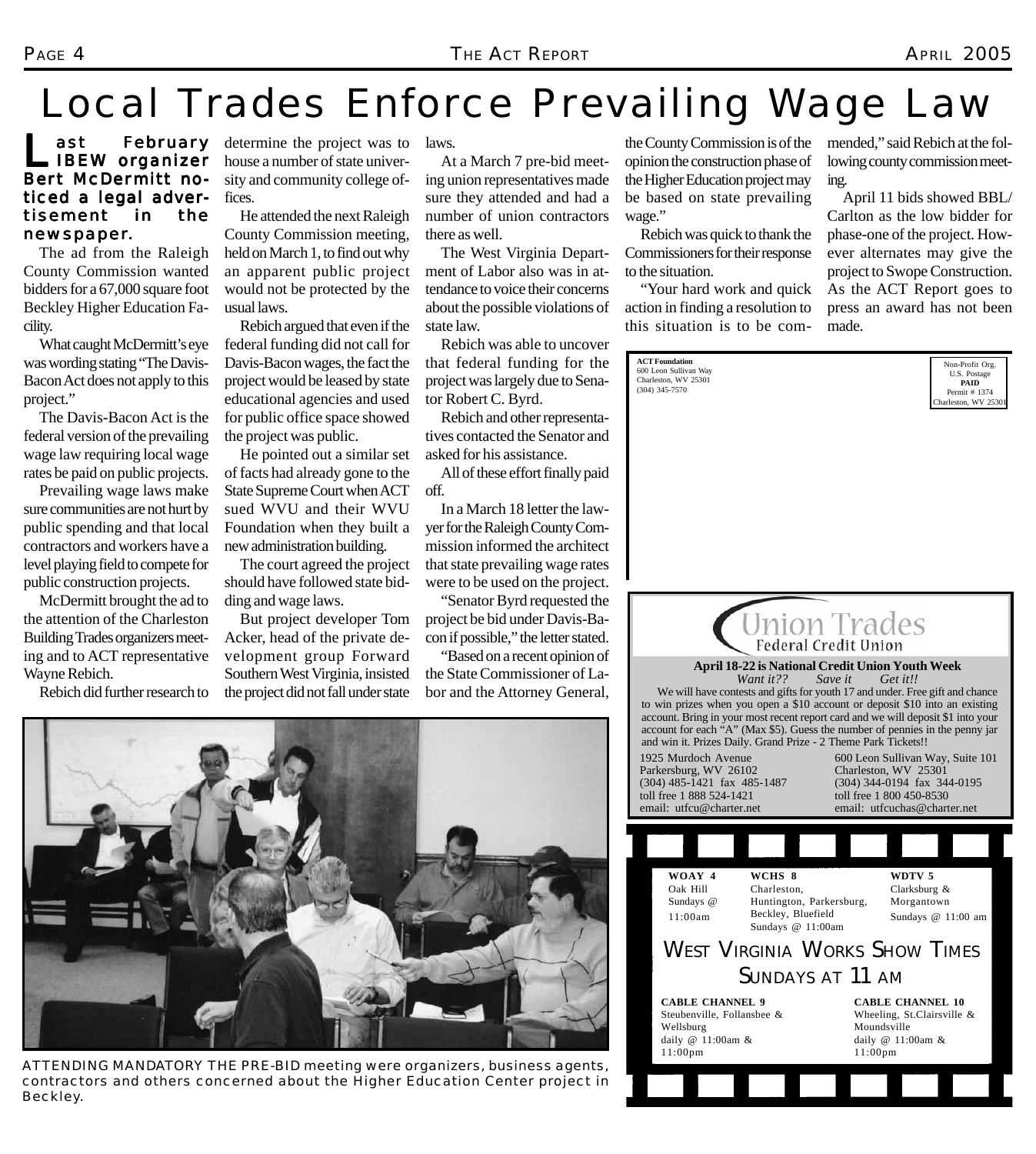# Local Trades Enforce Prevailing Wage Law

**Last February IBEW organizer Bert McDermitt noticed a legal advertisement in the newspaper.**

The ad from the Raleigh County Commission wanted bidders for a 67,000 square foot Beckley Higher Education Facility.

What caught McDermitt's eye was wording stating "The Davis-Bacon Act does not apply to this project."

The Davis-Bacon Act is the federal version of the prevailing wage law requiring local wage rates be paid on public projects.

Prevailing wage laws make sure communities are not hurt by public spending and that local contractors and workers have a level playing field to compete for public construction projects.

McDermitt brought the ad to the attention of the Charleston Building Trades organizers meeting and to ACT representative Wayne Rebich.

Rebich did further research to determine the project was to house a number of state university and community college offices.

He attended the next Raleigh County Commission meeting, held on March 1, to find out why an apparent public project would not be protected by the usual laws.

Rebich argued that even if the federal funding did not call for Davis-Bacon wages, the fact the project would be leased by state educational agencies and used for public office space showed the project was public.

He pointed out a similar set of facts had already gone to the State Supreme Court when ACT sued WVU and their WVU Foundation when they built a new administration building.

The court agreed the project should have followed state bidding and wage laws.

But project developer Tom Acker, head of the private development group Forward Southern West Virginia, insisted the project did not fall under state laws.

At a March 7 pre-bid meeting union representatives made sure they attended and had a number of union contractors there as well.

The West Virginia Department of Labor also was in attendance to voice their concerns about the possible violations of state law.

Rebich was able to uncover that federal funding for the project was largely due to Senator Robert C. Byrd.

Rebich and other representatives contacted the Senator and asked for his assistance.

All of these effort finally paid off.

In a March 18 letter the lawyer for the Raleigh County Commission informed the architect that state prevailing wage rates were to be used on the project.

"Senator Byrd requested the project be bid under Davis-Bacon if possible," the letter stated.

"Based on a recent opinion of the State Commissioner of Labor and the Attorney General, the County Commission is of the opinion the construction phase of the Higher Education project may be based on state prevailing wage."

Rebich was quick to thank the Commissioners for their response to the situation.

"Your hard work and quick action in finding a resolution to this situation is to be commended," said Rebich at the following county commission meeting.

April 11 bids showed BBL/Carlton as the low bidder for phase-one of the project. However alternates may give the project to Swope Construction. As the ACT Report goes to press an award has not been made.

ATTENDING MANDATORY THE PRE-BID meeting were organizers, business agents, contractors and others concerned about the Higher Education Center project in Beckley.

**ACT Foundation**
600 Leon Sullivan Way
Charleston, WV 25301
(304) 345-7570

Non-Profit Org.
U.S. Postage
**PAID**
Permit # 1374
Charleston, WV 25301

## Union Trades Federal Credit Union

**April 18-22 is National Credit Union Youth Week**

*Want it?? Save it Get it!!*

We will have contests and gifts for youth 17 and under. Free gift and chance to win prizes when you open a $10 account or deposit $10 into an existing account. Bring in your most recent report card and we will deposit $1 into your account for each "A" (Max $5). Guess the number of pennies in the penny jar and win it. Prizes Daily. Grand Prize - 2 Theme Park Tickets!!

1925 Murdoch Avenue
Parkersburg, WV 26102
(304) 485-1421 fax 485-1487
toll free 1 888 524-1421
email: utfcu@charter.net

600 Leon Sullivan Way, Suite 101
Charleston, WV 25301
(304) 344-0194 fax 344-0195
toll free 1 800 450-8530
email: utfcuchas@charter.net

**WOAY 4**
Oak Hill
Sundays @ 11:00am

**WCHS 8**
Charleston, Huntington, Parkersburg, Beckley, Bluefield
Sundays @ 11:00am

**WDTV 5**
Clarksburg & Morgantown
Sundays @ 11:00 am

## West Virginia Works Show Times Sundays at 11 AM

**CABLE CHANNEL 9**
Steubenville, Follansbee & Wellsburg
daily @ 11:00am & 11:00pm

**CABLE CHANNEL 10**
Wheeling, St.Clairsville & Moundsville
daily @ 11:00am & 11:00pm